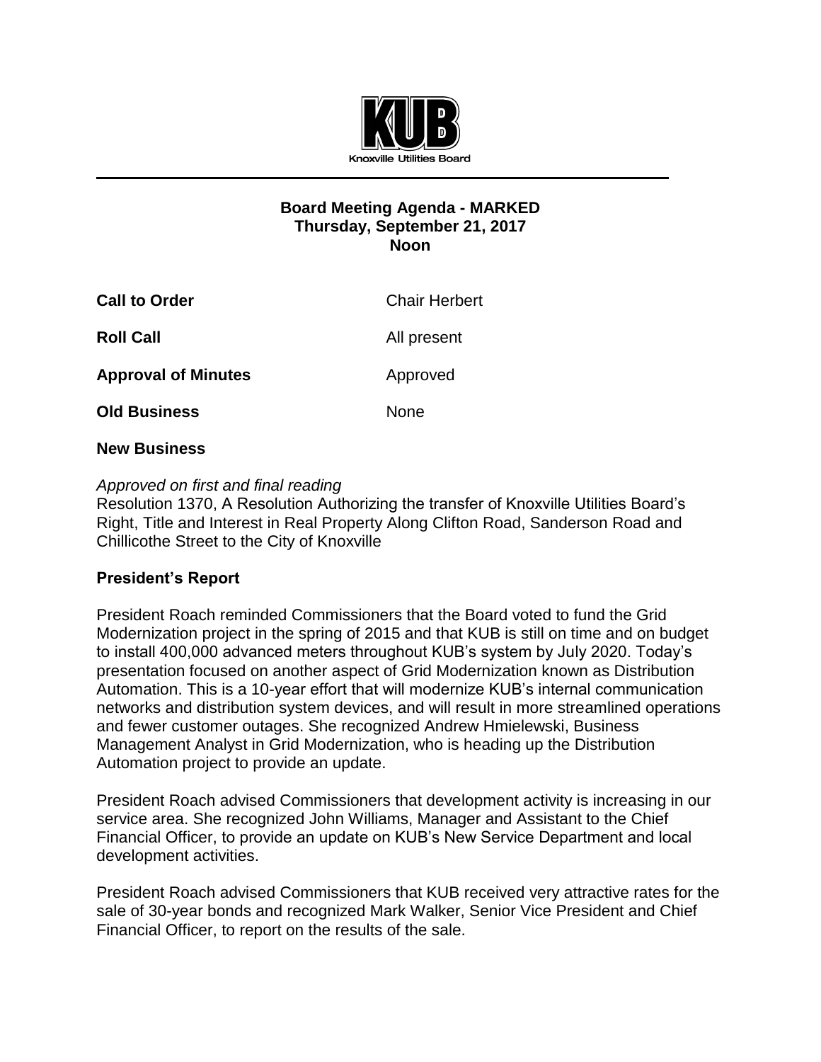Knoxville Utilities Board

**Board Meeting Agenda - MARKED**
**Thursday, September 21, 2017**
**Noon**

| | |
|---|---|
| **Call to Order** | Chair Herbert |
| **Roll Call** | All present |
| **Approval of Minutes** | Approved |
| **Old Business** | None |

**New Business**

*Approved on first and final reading*
Resolution 1370, A Resolution Authorizing the transfer of Knoxville Utilities Board's Right, Title and Interest in Real Property Along Clifton Road, Sanderson Road and Chillicothe Street to the City of Knoxville

**President's Report**

President Roach reminded Commissioners that the Board voted to fund the Grid Modernization project in the spring of 2015 and that KUB is still on time and on budget to install 400,000 advanced meters throughout KUB's system by July 2020. Today's presentation focused on another aspect of Grid Modernization known as Distribution Automation. This is a 10-year effort that will modernize KUB's internal communication networks and distribution system devices, and will result in more streamlined operations and fewer customer outages. She recognized Andrew Hmielewski, Business Management Analyst in Grid Modernization, who is heading up the Distribution Automation project to provide an update.

President Roach advised Commissioners that development activity is increasing in our service area. She recognized John Williams, Manager and Assistant to the Chief Financial Officer, to provide an update on KUB's New Service Department and local development activities.

President Roach advised Commissioners that KUB received very attractive rates for the sale of 30-year bonds and recognized Mark Walker, Senior Vice President and Chief Financial Officer, to report on the results of the sale.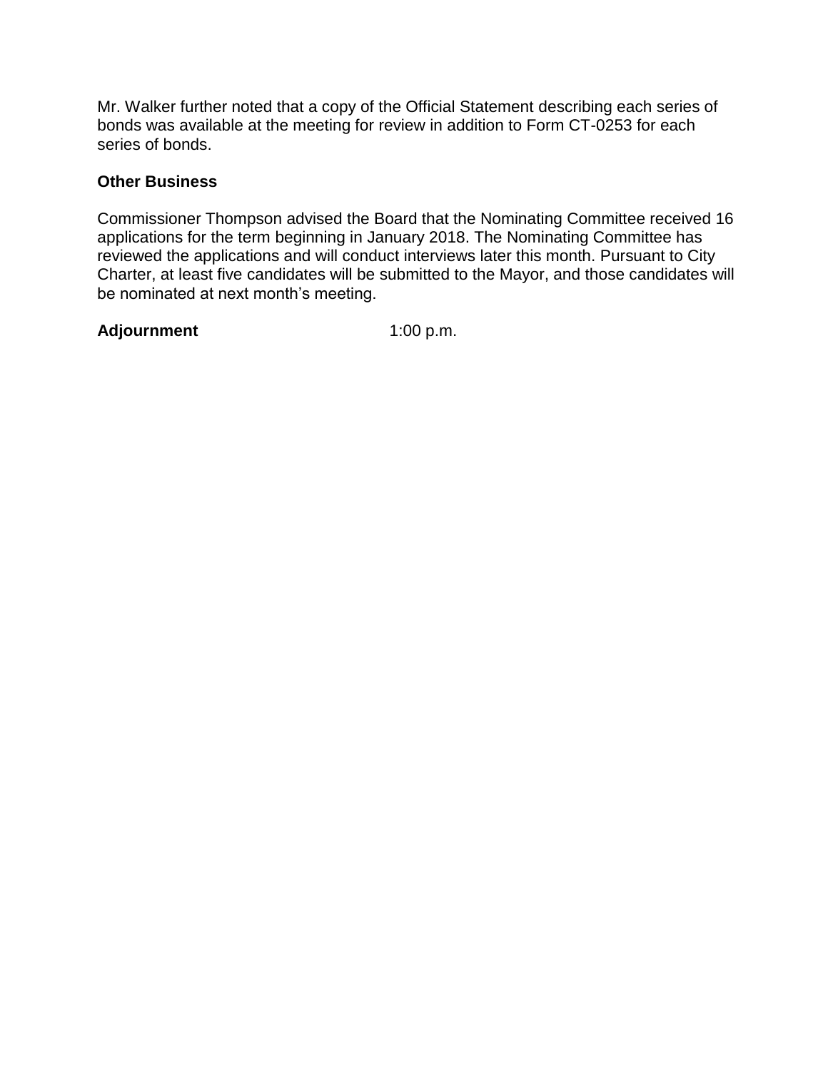Mr. Walker further noted that a copy of the Official Statement describing each series of bonds was available at the meeting for review in addition to Form CT-0253 for each series of bonds.

**Other Business**

Commissioner Thompson advised the Board that the Nominating Committee received 16 applications for the term beginning in January 2018. The Nominating Committee has reviewed the applications and will conduct interviews later this month. Pursuant to City Charter, at least five candidates will be submitted to the Mayor, and those candidates will be nominated at next month's meeting.

**Adjournment** 1:00 p.m.